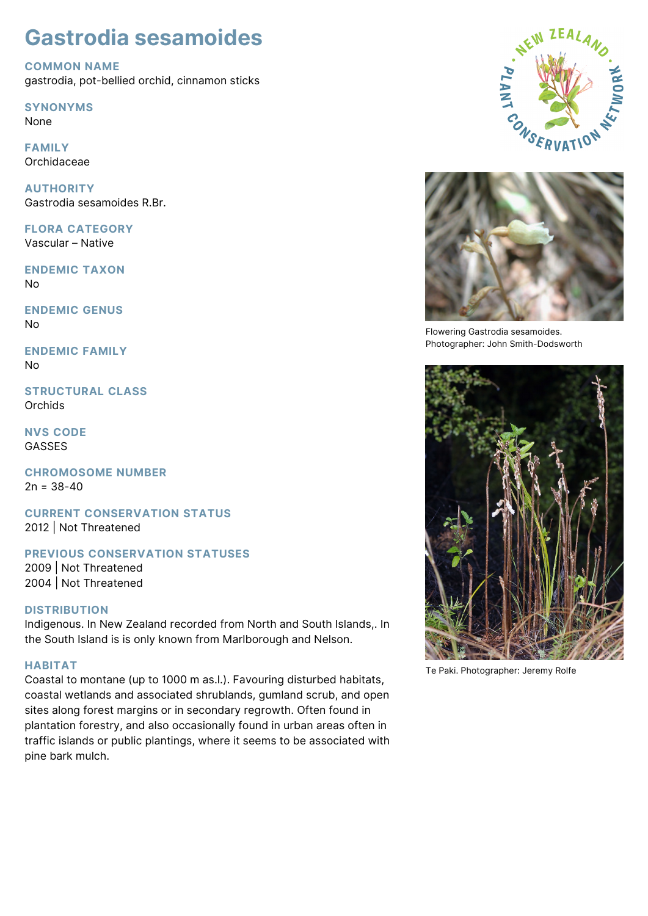# Gastrodia sesamoides

## COMMON NAME
gastrodia, pot-bellied orchid, cinnamon sticks

## SYNONYMS
None

## FAMILY
Orchidaceae

## AUTHORITY
Gastrodia sesamoides R.Br.

## FLORA CATEGORY
Vascular – Native

## ENDEMIC TAXON
No

## ENDEMIC GENUS
No

## ENDEMIC FAMILY
No

## STRUCTURAL CLASS
Orchids

## NVS CODE
GASSES

## CHROMOSOME NUMBER
2n = 38-40

## CURRENT CONSERVATION STATUS
2012 | Not Threatened

## PREVIOUS CONSERVATION STATUSES
2009 | Not Threatened
2004 | Not Threatened

## DISTRIBUTION
Indigenous. In New Zealand recorded from North and South Islands,. In the South Island is is only known from Marlborough and Nelson.

## HABITAT
Coastal to montane (up to 1000 m as.l.). Favouring disturbed habitats, coastal wetlands and associated shrublands, gumland scrub, and open sites along forest margins or in secondary regrowth. Often found in plantation forestry, and also occasionally found in urban areas often in traffic islands or public plantings, where it seems to be associated with pine bark mulch.

Flowering Gastrodia sesamoides. Photographer: John Smith-Dodsworth

Te Paki. Photographer: Jeremy Rolfe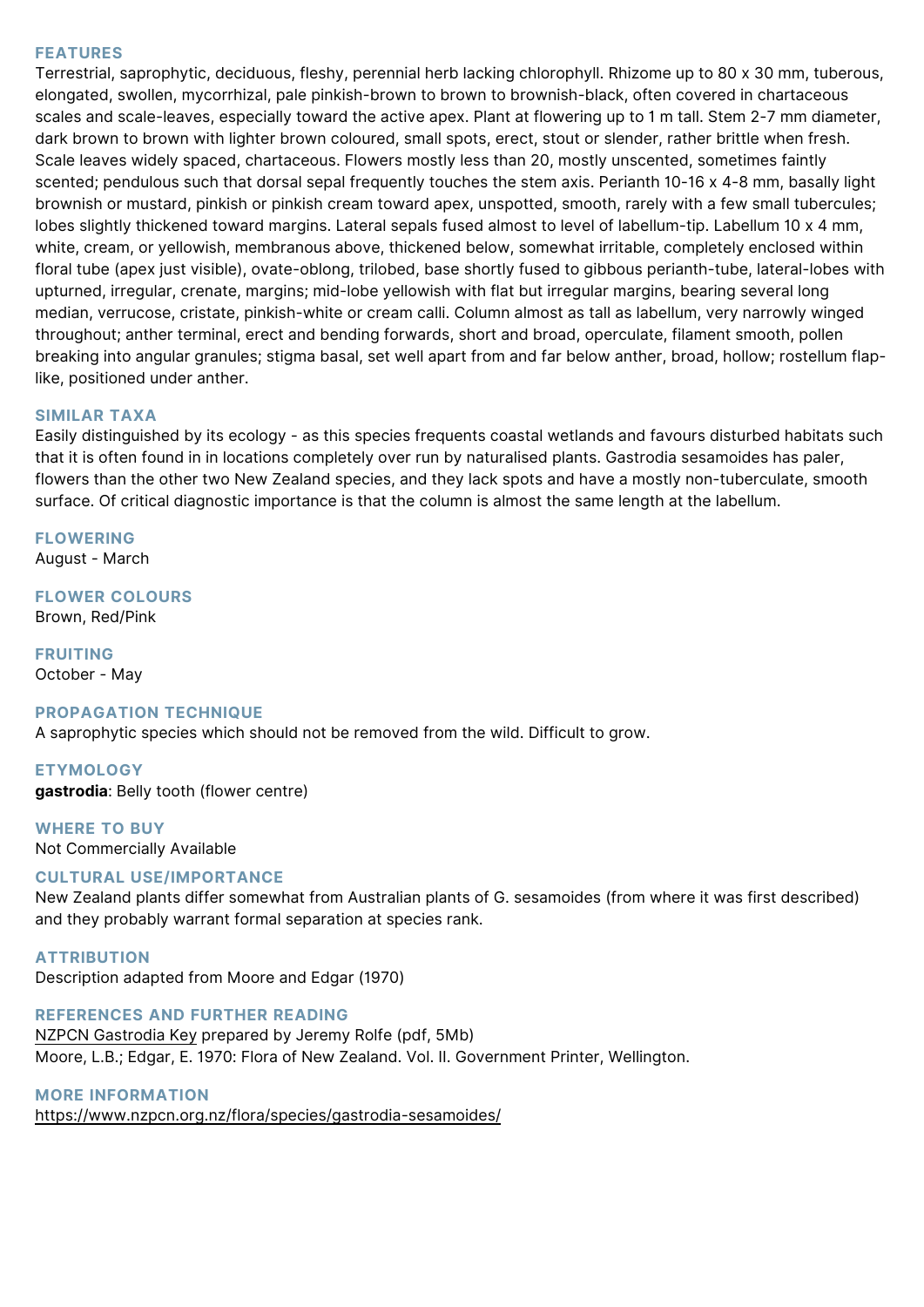## FEATURES

Terrestrial, saprophytic, deciduous, fleshy, perennial herb lacking chlorophyll. Rhizome up to 80 x 30 mm, tuberous, elongated, swollen, mycorrhizal, pale pinkish-brown to brown to brownish-black, often covered in chartaceous scales and scale-leaves, especially toward the active apex. Plant at flowering up to 1 m tall. Stem 2-7 mm diameter, dark brown to brown with lighter brown coloured, small spots, erect, stout or slender, rather brittle when fresh. Scale leaves widely spaced, chartaceous. Flowers mostly less than 20, mostly unscented, sometimes faintly scented; pendulous such that dorsal sepal frequently touches the stem axis. Perianth 10-16 x 4-8 mm, basally light brownish or mustard, pinkish or pinkish cream toward apex, unspotted, smooth, rarely with a few small tubercules; lobes slightly thickened toward margins. Lateral sepals fused almost to level of labellum-tip. Labellum 10 x 4 mm, white, cream, or yellowish, membranous above, thickened below, somewhat irritable, completely enclosed within floral tube (apex just visible), ovate-oblong, trilobed, base shortly fused to gibbous perianth-tube, lateral-lobes with upturned, irregular, crenate, margins; mid-lobe yellowish with flat but irregular margins, bearing several long median, verrucose, cristate, pinkish-white or cream calli. Column almost as tall as labellum, very narrowly winged throughout; anther terminal, erect and bending forwards, short and broad, operculate, filament smooth, pollen breaking into angular granules; stigma basal, set well apart from and far below anther, broad, hollow; rostellum flap-like, positioned under anther.

## SIMILAR TAXA

Easily distinguished by its ecology - as this species frequents coastal wetlands and favours disturbed habitats such that it is often found in in locations completely over run by naturalised plants. Gastrodia sesamoides has paler, flowers than the other two New Zealand species, and they lack spots and have a mostly non-tuberculate, smooth surface. Of critical diagnostic importance is that the column is almost the same length at the labellum.

## FLOWERING

August - March

## FLOWER COLOURS

Brown, Red/Pink

## FRUITING

October - May

## PROPAGATION TECHNIQUE

A saprophytic species which should not be removed from the wild. Difficult to grow.

## ETYMOLOGY

**gastrodia**: Belly tooth (flower centre)

## WHERE TO BUY

Not Commercially Available

## CULTURAL USE/IMPORTANCE

New Zealand plants differ somewhat from Australian plants of G. sesamoides (from where it was first described) and they probably warrant formal separation at species rank.

## ATTRIBUTION

Description adapted from Moore and Edgar (1970)

## REFERENCES AND FURTHER READING

NZPCN Gastrodia Key prepared by Jeremy Rolfe (pdf, 5Mb)

Moore, L.B.; Edgar, E. 1970: Flora of New Zealand. Vol. II. Government Printer, Wellington.

## MORE INFORMATION

https://www.nzpcn.org.nz/flora/species/gastrodia-sesamoides/